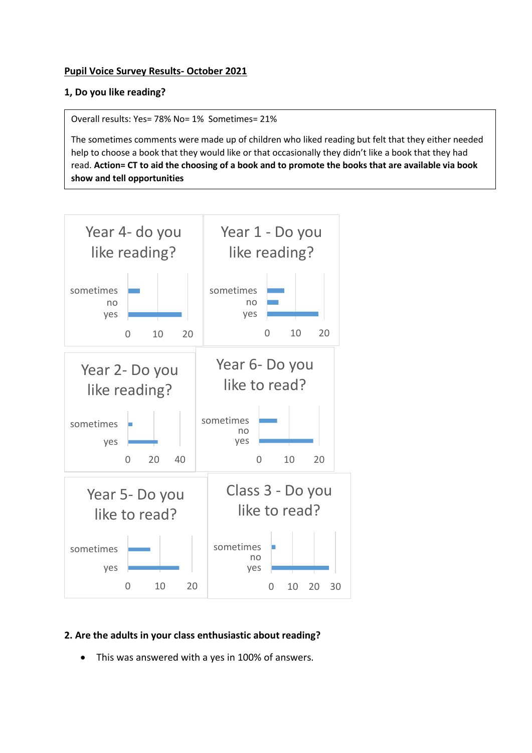**Pupil Voice Survey Results- October 2021**

**1, Do you like reading?**

Overall results: Yes= 78% No= 1% Sometimes= 21%

The sometimes comments were made up of children who liked reading but felt that they either needed help to choose a book that they would like or that occasionally they didn't like a book that they had read. **Action= CT to aid the choosing of a book and to promote the books that are available via book show and tell opportunities**

Year 4- do you like reading?

sometimes
no
yes

0 10 20

Year 1 - Do you like reading?

sometimes
no
yes

0 10 20

Year 2- Do you like reading?

sometimes
yes

0 20 40

Year 6- Do you like to read?

sometimes
no
yes

0 10 20

Year 5- Do you like to read?

sometimes
yes

0 10 20

Class 3 - Do you like to read?

sometimes
no
yes

0 10 20 30

**2. Are the adults in your class enthusiastic about reading?**

- This was answered with a yes in 100% of answers.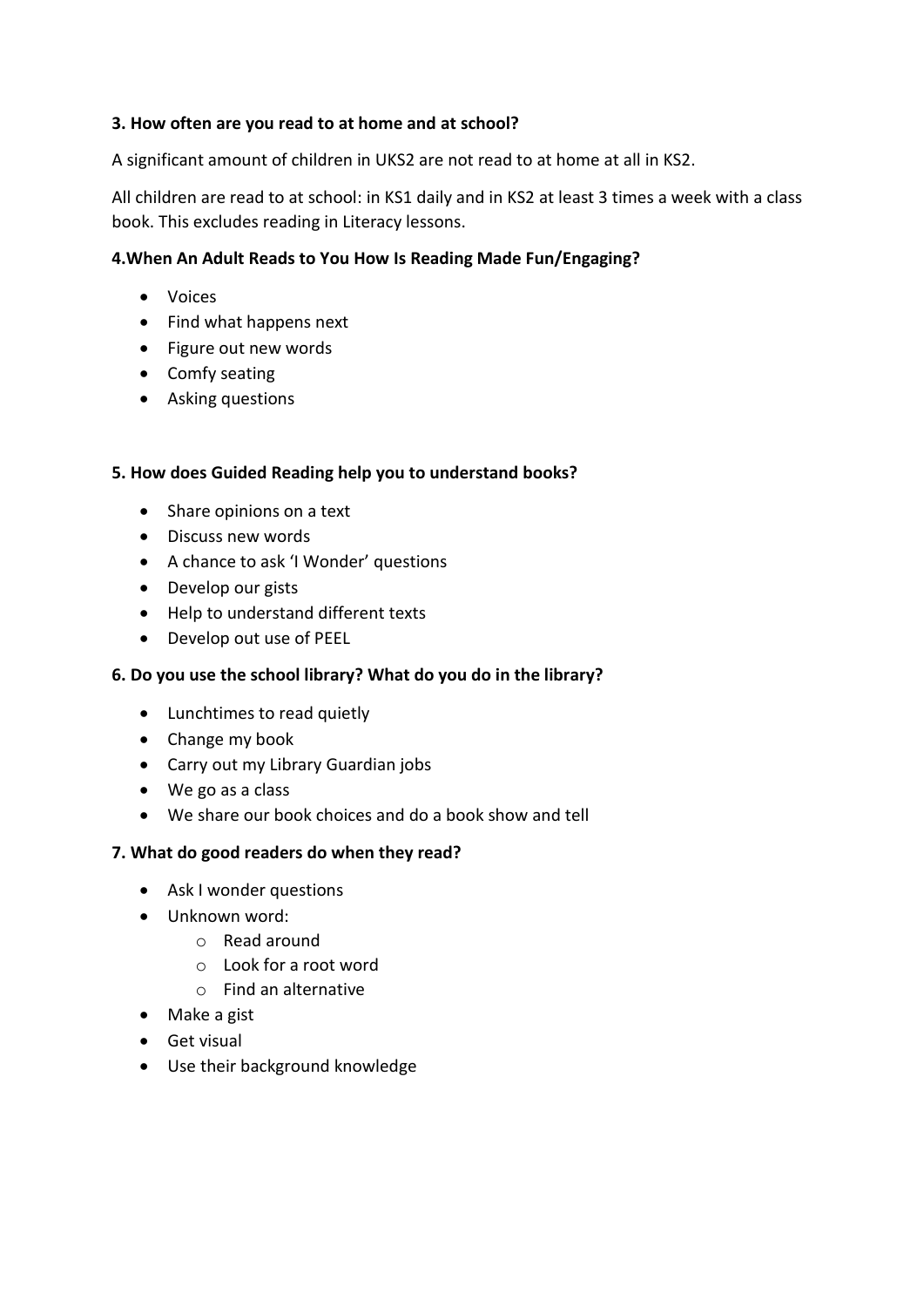**3. How often are you read to at home and at school?**

A significant amount of children in UKS2 are not read to at home at all in KS2.

All children are read to at school: in KS1 daily and in KS2 at least 3 times a week with a class book. This excludes reading in Literacy lessons.

**4.When An Adult Reads to You How Is Reading Made Fun/Engaging?**

- Voices
- Find what happens next
- Figure out new words
- Comfy seating
- Asking questions

**5. How does Guided Reading help you to understand books?**

- Share opinions on a text
- Discuss new words
- A chance to ask 'I Wonder' questions
- Develop our gists
- Help to understand different texts
- Develop out use of PEEL

**6. Do you use the school library? What do you do in the library?**

- Lunchtimes to read quietly
- Change my book
- Carry out my Library Guardian jobs
- We go as a class
- We share our book choices and do a book show and tell

**7. What do good readers do when they read?**

- Ask I wonder questions
- Unknown word:
  - Read around
  - Look for a root word
  - Find an alternative
- Make a gist
- Get visual
- Use their background knowledge